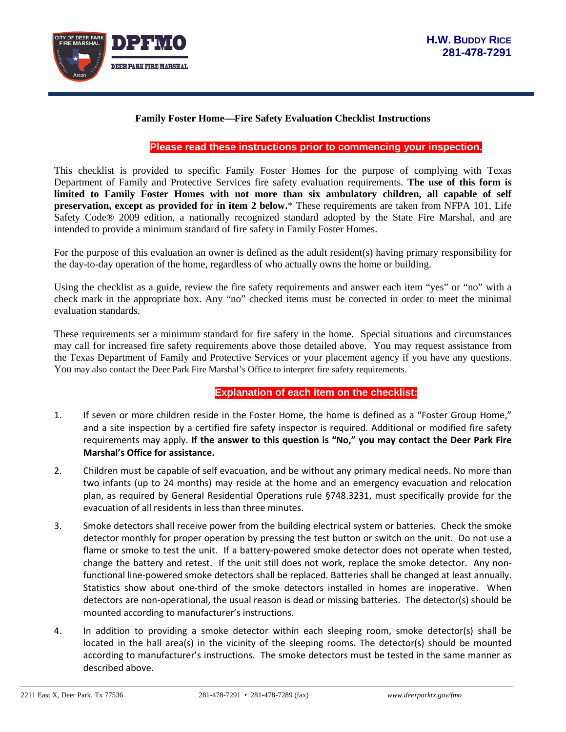DPFMO

DEER PARK FIRE MARSHAL

**H.W. BUDDY RICE**
**281-478-7291**

## Family Foster Home—Fire Safety Evaluation Checklist Instructions

**Please read these instructions prior to commencing your inspection.**

This checklist is provided to specific Family Foster Homes for the purpose of complying with Texas Department of Family and Protective Services fire safety evaluation requirements. **The use of this form is limited to Family Foster Homes with not more than six ambulatory children, all capable of self preservation, except as provided for in item 2 below.*** These requirements are taken from NFPA 101, Life Safety Code® 2009 edition, a nationally recognized standard adopted by the State Fire Marshal, and are intended to provide a minimum standard of fire safety in Family Foster Homes.

For the purpose of this evaluation an owner is defined as the adult resident(s) having primary responsibility for the day-to-day operation of the home, regardless of who actually owns the home or building.

Using the checklist as a guide, review the fire safety requirements and answer each item "yes" or "no" with a check mark in the appropriate box. Any "no" checked items must be corrected in order to meet the minimal evaluation standards.

These requirements set a minimum standard for fire safety in the home. Special situations and circumstances may call for increased fire safety requirements above those detailed above. You may request assistance from the Texas Department of Family and Protective Services or your placement agency if you have any questions. You may also contact the Deer Park Fire Marshal's Office to interpret fire safety requirements.

**Explanation of each item on the checklist:**

1. If seven or more children reside in the Foster Home, the home is defined as a "Foster Group Home," and a site inspection by a certified fire safety inspector is required. Additional or modified fire safety requirements may apply. **If the answer to this question is "No," you may contact the Deer Park Fire Marshal's Office for assistance.**

2. Children must be capable of self evacuation, and be without any primary medical needs. No more than two infants (up to 24 months) may reside at the home and an emergency evacuation and relocation plan, as required by General Residential Operations rule §748.3231, must specifically provide for the evacuation of all residents in less than three minutes.

3. Smoke detectors shall receive power from the building electrical system or batteries. Check the smoke detector monthly for proper operation by pressing the test button or switch on the unit. Do not use a flame or smoke to test the unit. If a battery-powered smoke detector does not operate when tested, change the battery and retest. If the unit still does not work, replace the smoke detector. Any non-functional line-powered smoke detectors shall be replaced. Batteries shall be changed at least annually. Statistics show about one-third of the smoke detectors installed in homes are inoperative. When detectors are non-operational, the usual reason is dead or missing batteries. The detector(s) should be mounted according to manufacturer's instructions.

4. In addition to providing a smoke detector within each sleeping room, smoke detector(s) shall be located in the hall area(s) in the vicinity of the sleeping rooms. The detector(s) should be mounted according to manufacturer's instructions. The smoke detectors must be tested in the same manner as described above.

2211 East X, Deer Park, Tx 77536 281-478-7291 • 281-478-7289 (fax) *www.deerparktx.gov/fmo*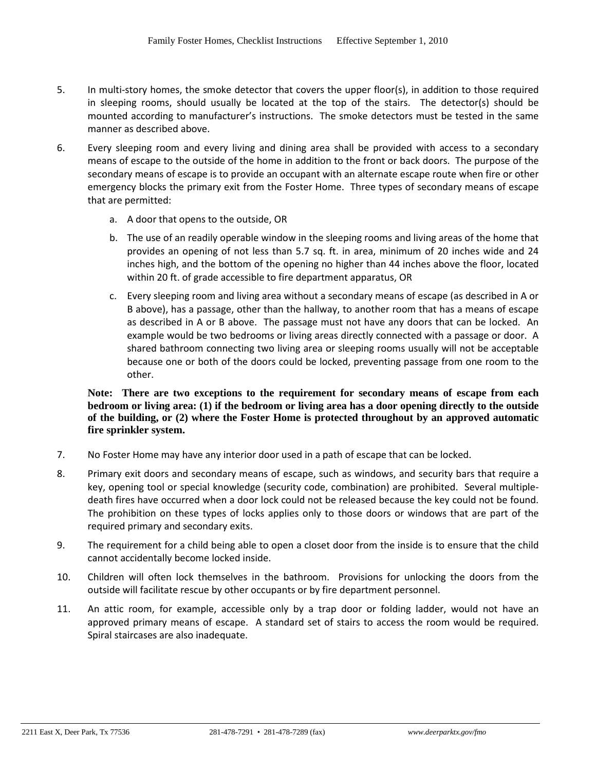5. In multi-story homes, the smoke detector that covers the upper floor(s), in addition to those required in sleeping rooms, should usually be located at the top of the stairs. The detector(s) should be mounted according to manufacturer's instructions. The smoke detectors must be tested in the same manner as described above.

6. Every sleeping room and every living and dining area shall be provided with access to a secondary means of escape to the outside of the home in addition to the front or back doors. The purpose of the secondary means of escape is to provide an occupant with an alternate escape route when fire or other emergency blocks the primary exit from the Foster Home. Three types of secondary means of escape that are permitted:

   a. A door that opens to the outside, OR

   b. The use of an readily operable window in the sleeping rooms and living areas of the home that provides an opening of not less than 5.7 sq. ft. in area, minimum of 20 inches wide and 24 inches high, and the bottom of the opening no higher than 44 inches above the floor, located within 20 ft. of grade accessible to fire department apparatus, OR

   c. Every sleeping room and living area without a secondary means of escape (as described in A or B above), has a passage, other than the hallway, to another room that has a means of escape as described in A or B above. The passage must not have any doors that can be locked. An example would be two bedrooms or living areas directly connected with a passage or door. A shared bathroom connecting two living area or sleeping rooms usually will not be acceptable because one or both of the doors could be locked, preventing passage from one room to the other.

   **Note: There are two exceptions to the requirement for secondary means of escape from each bedroom or living area: (1) if the bedroom or living area has a door opening directly to the outside of the building, or (2) where the Foster Home is protected throughout by an approved automatic fire sprinkler system.**

7. No Foster Home may have any interior door used in a path of escape that can be locked.

8. Primary exit doors and secondary means of escape, such as windows, and security bars that require a key, opening tool or special knowledge (security code, combination) are prohibited. Several multiple-death fires have occurred when a door lock could not be released because the key could not be found. The prohibition on these types of locks applies only to those doors or windows that are part of the required primary and secondary exits.

9. The requirement for a child being able to open a closet door from the inside is to ensure that the child cannot accidentally become locked inside.

10. Children will often lock themselves in the bathroom. Provisions for unlocking the doors from the outside will facilitate rescue by other occupants or by fire department personnel.

11. An attic room, for example, accessible only by a trap door or folding ladder, would not have an approved primary means of escape. A standard set of stairs to access the room would be required. Spiral staircases are also inadequate.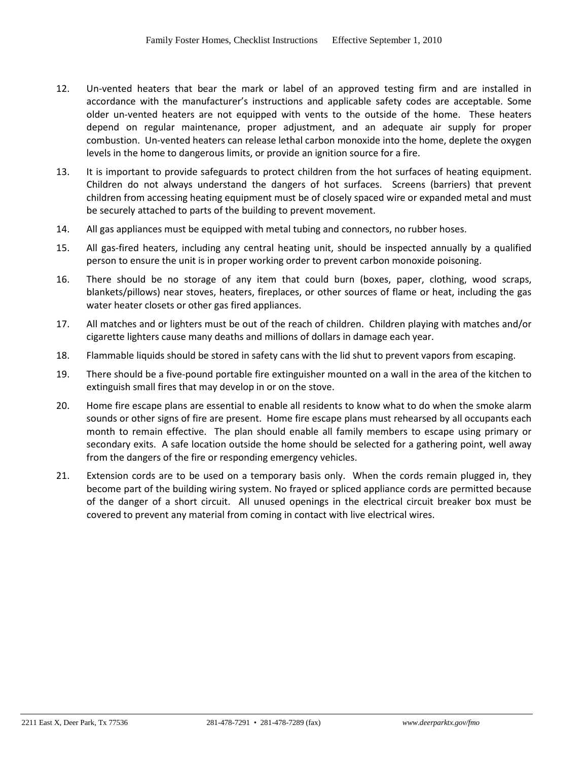12. Un-vented heaters that bear the mark or label of an approved testing firm and are installed in accordance with the manufacturer's instructions and applicable safety codes are acceptable. Some older un-vented heaters are not equipped with vents to the outside of the home. These heaters depend on regular maintenance, proper adjustment, and an adequate air supply for proper combustion. Un-vented heaters can release lethal carbon monoxide into the home, deplete the oxygen levels in the home to dangerous limits, or provide an ignition source for a fire.

13. It is important to provide safeguards to protect children from the hot surfaces of heating equipment. Children do not always understand the dangers of hot surfaces. Screens (barriers) that prevent children from accessing heating equipment must be of closely spaced wire or expanded metal and must be securely attached to parts of the building to prevent movement.

14. All gas appliances must be equipped with metal tubing and connectors, no rubber hoses.

15. All gas-fired heaters, including any central heating unit, should be inspected annually by a qualified person to ensure the unit is in proper working order to prevent carbon monoxide poisoning.

16. There should be no storage of any item that could burn (boxes, paper, clothing, wood scraps, blankets/pillows) near stoves, heaters, fireplaces, or other sources of flame or heat, including the gas water heater closets or other gas fired appliances.

17. All matches and or lighters must be out of the reach of children. Children playing with matches and/or cigarette lighters cause many deaths and millions of dollars in damage each year.

18. Flammable liquids should be stored in safety cans with the lid shut to prevent vapors from escaping.

19. There should be a five-pound portable fire extinguisher mounted on a wall in the area of the kitchen to extinguish small fires that may develop in or on the stove.

20. Home fire escape plans are essential to enable all residents to know what to do when the smoke alarm sounds or other signs of fire are present. Home fire escape plans must rehearsed by all occupants each month to remain effective. The plan should enable all family members to escape using primary or secondary exits. A safe location outside the home should be selected for a gathering point, well away from the dangers of the fire or responding emergency vehicles.

21. Extension cords are to be used on a temporary basis only. When the cords remain plugged in, they become part of the building wiring system. No frayed or spliced appliance cords are permitted because of the danger of a short circuit. All unused openings in the electrical circuit breaker box must be covered to prevent any material from coming in contact with live electrical wires.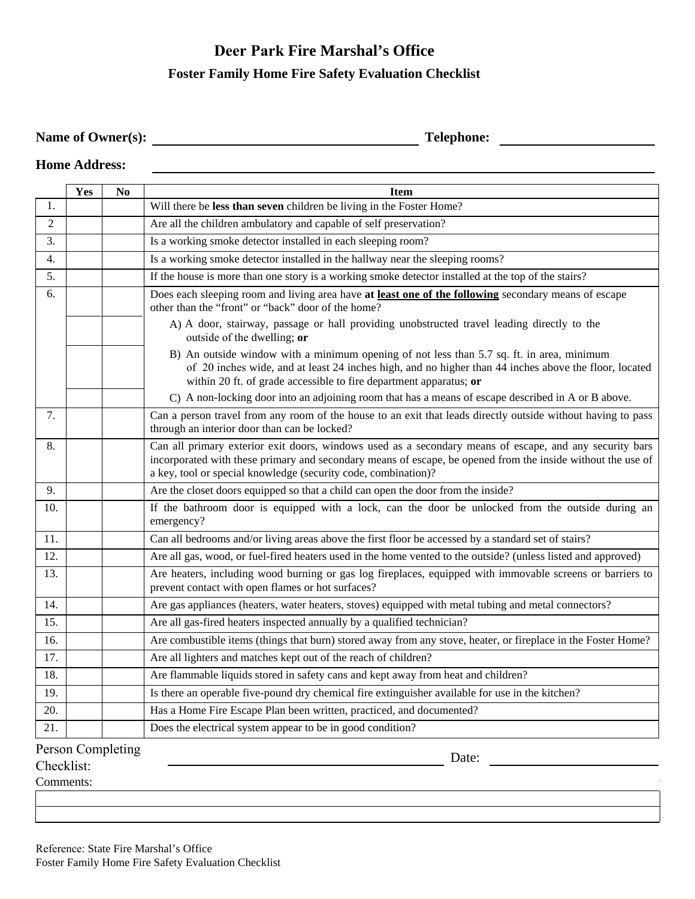# Deer Park Fire Marshal's Office

## Foster Family Home Fire Safety Evaluation Checklist

**Name of Owner(s):** \_\_\_\_\_\_\_\_\_\_\_\_\_\_\_\_\_\_\_\_\_\_\_\_\_\_\_\_\_\_\_\_\_\_\_\_\_\_\_\_ **Telephone:** \_\_\_\_\_\_\_\_\_\_\_\_\_\_\_\_\_\_\_\_\_\_\_\_

**Home Address:** \_\_\_\_\_\_\_\_\_\_\_\_\_\_\_\_\_\_\_\_\_\_\_\_\_\_\_\_\_\_\_\_\_\_\_\_\_\_\_\_\_\_\_\_\_\_\_\_\_\_\_\_\_\_\_\_\_\_\_\_\_\_\_\_\_\_\_\_\_\_\_\_\_\_\_\_

| | Yes | No | Item |
|---|---|---|---|
| 1. | | | Will there be **less than seven** children be living in the Foster Home? |
| 2 | | | Are all the children ambulatory and capable of self preservation? |
| 3. | | | Is a working smoke detector installed in each sleeping room? |
| 4. | | | Is a working smoke detector installed in the hallway near the sleeping rooms? |
| 5. | | | If the house is more than one story is a working smoke detector installed at the top of the stairs? |
| 6. | | | Does each sleeping room and living area have **at least one of the following** secondary means of escape other than the "front" or "back" door of the home? |
| | | | A) A door, stairway, passage or hall providing unobstructed travel leading directly to the outside of the dwelling; **or** |
| | | | B) An outside window with a minimum opening of not less than 5.7 sq. ft. in area, minimum of 20 inches wide, and at least 24 inches high, and no higher than 44 inches above the floor, located within 20 ft. of grade accessible to fire department apparatus; **or** |
| | | | C) A non-locking door into an adjoining room that has a means of escape described in A or B above. |
| 7. | | | Can a person travel from any room of the house to an exit that leads directly outside without having to pass through an interior door than can be locked? |
| 8. | | | Can all primary exterior exit doors, windows used as a secondary means of escape, and any security bars incorporated with these primary and secondary means of escape, be opened from the inside without the use of a key, tool or special knowledge (security code, combination)? |
| 9. | | | Are the closet doors equipped so that a child can open the door from the inside? |
| 10. | | | If the bathroom door is equipped with a lock, can the door be unlocked from the outside during an emergency? |
| 11. | | | Can all bedrooms and/or living areas above the first floor be accessed by a standard set of stairs? |
| 12. | | | Are all gas, wood, or fuel-fired heaters used in the home vented to the outside? (unless listed and approved) |
| 13. | | | Are heaters, including wood burning or gas log fireplaces, equipped with immovable screens or barriers to prevent contact with open flames or hot surfaces? |
| 14. | | | Are gas appliances (heaters, water heaters, stoves) equipped with metal tubing and metal connectors? |
| 15. | | | Are all gas-fired heaters inspected annually by a qualified technician? |
| 16. | | | Are combustible items (things that burn) stored away from any stove, heater, or fireplace in the Foster Home? |
| 17. | | | Are all lighters and matches kept out of the reach of children? |
| 18. | | | Are flammable liquids stored in safety cans and kept away from heat and children? |
| 19. | | | Is there an operable five-pound dry chemical fire extinguisher available for use in the kitchen? |
| 20. | | | Has a Home Fire Escape Plan been written, practiced, and documented? |
| 21. | | | Does the electrical system appear to be in good condition? |

Person Completing Checklist: \_\_\_\_\_\_\_\_\_\_\_\_\_\_\_\_\_\_\_\_\_\_\_\_\_\_\_\_\_\_\_\_\_\_\_\_\_\_\_\_ Date: \_\_\_\_\_\_\_\_\_\_\_\_\_\_\_\_\_\_\_\_\_\_\_\_

Comments:

| |
|---|
| |
| |

Reference: State Fire Marshal's Office
Foster Family Home Fire Safety Evaluation Checklist